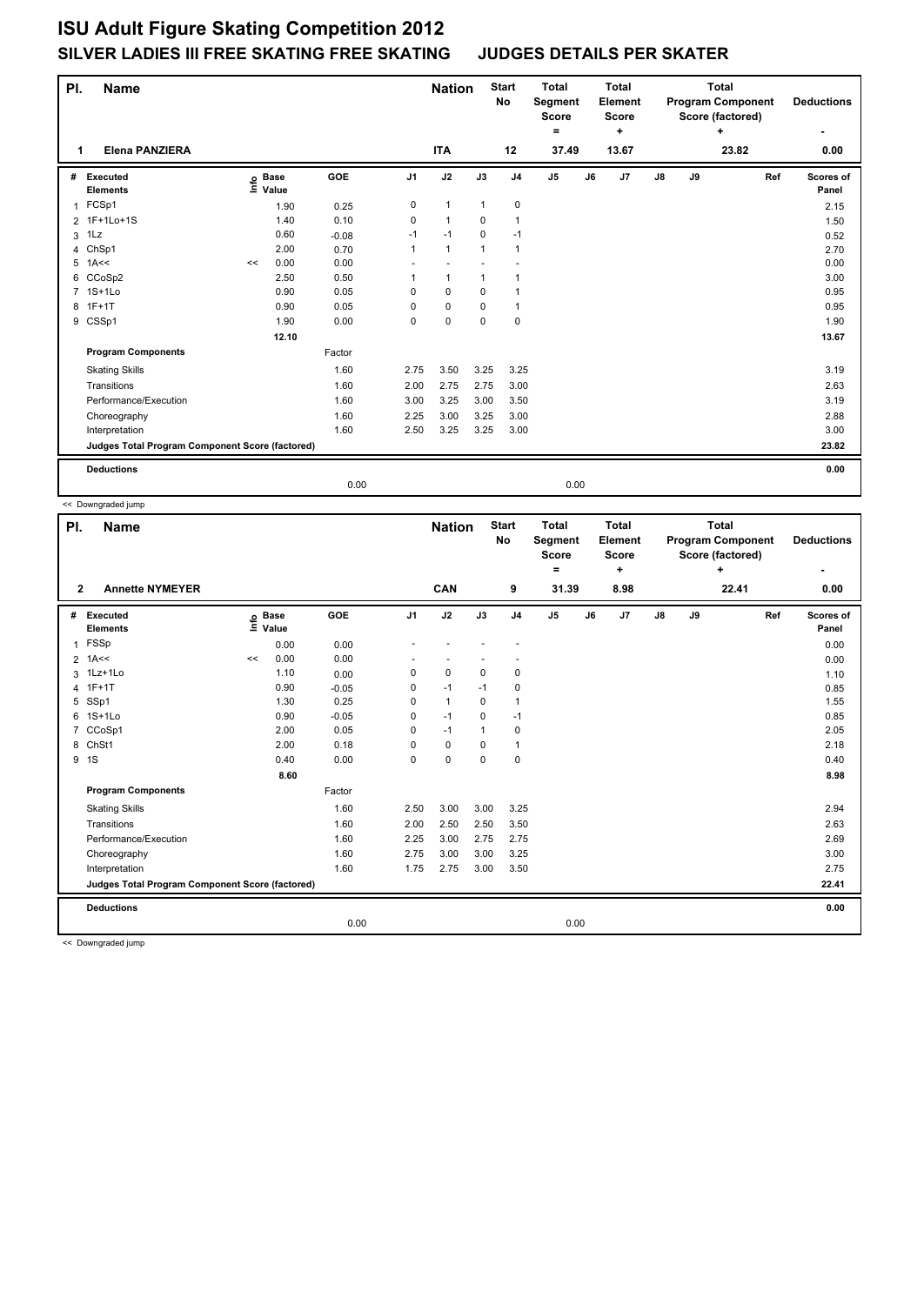# ISU Adult Figure Skating Competition 2012

## SILVER LADIES III FREE SKATING FREE SKATING JUDGES DETAILS PER SKATER

| Pl. | Name | Nation | Start No | Total Segment Score = | Total Element Score + | Total Program Component Score (factored) + | Deductions - |
|---|---|---|---|---|---|---|---|
| 1 | Elena PANZIERA | ITA | 12 | 37.49 | 13.67 | 23.82 | 0.00 |

| # | Executed Elements | Info | Base Value | GOE | J1 | J2 | J3 | J4 | J5 | J6 | J7 | J8 | J9 | Ref | Scores of Panel |
|---|---|---|---|---|---|---|---|---|---|---|---|---|---|---|---|
| 1 | FCSp1 | | 1.90 | 0.25 | 0 | 1 | 1 | 0 | | | | | | | 2.15 |
| 2 | 1F+1Lo+1S | | 1.40 | 0.10 | 0 | 1 | 0 | 1 | | | | | | | 1.50 |
| 3 | 1Lz | | 0.60 | -0.08 | -1 | -1 | 0 | -1 | | | | | | | 0.52 |
| 4 | ChSp1 | | 2.00 | 0.70 | 1 | 1 | 1 | 1 | | | | | | | 2.70 |
| 5 | 1A<< | << | 0.00 | 0.00 | - | - | - | - | | | | | | | 0.00 |
| 6 | CCoSp2 | | 2.50 | 0.50 | 1 | 1 | 1 | 1 | | | | | | | 3.00 |
| 7 | 1S+1Lo | | 0.90 | 0.05 | 0 | 0 | 0 | 1 | | | | | | | 0.95 |
| 8 | 1F+1T | | 0.90 | 0.05 | 0 | 0 | 0 | 1 | | | | | | | 0.95 |
| 9 | CSSp1 | | 1.90 | 0.00 | 0 | 0 | 0 | 0 | | | | | | | 1.90 |
| | | | 12.10 | | | | | | | | | | | | 13.67 |
| | **Program Components** | | | Factor | | | | | | | | | | | |
| | Skating Skills | | | 1.60 | 2.75 | 3.50 | 3.25 | 3.25 | | | | | | | 3.19 |
| | Transitions | | | 1.60 | 2.00 | 2.75 | 2.75 | 3.00 | | | | | | | 2.63 |
| | Performance/Execution | | | 1.60 | 3.00 | 3.25 | 3.00 | 3.50 | | | | | | | 3.19 |
| | Choreography | | | 1.60 | 2.25 | 3.00 | 3.25 | 3.00 | | | | | | | 2.88 |
| | Interpretation | | | 1.60 | 2.50 | 3.25 | 3.25 | 3.00 | | | | | | | 3.00 |
| | **Judges Total Program Component Score (factored)** | | | | | | | | | | | | | | 23.82 |
| | **Deductions** | | | | | | | | | | | | | | 0.00 |
| | | | | 0.00 | | | | | 0.00 | | | | | | |

<< Downgraded jump

| Pl. | Name | Nation | Start No | Total Segment Score = | Total Element Score + | Total Program Component Score (factored) + | Deductions - |
|---|---|---|---|---|---|---|---|
| 2 | Annette NYMEYER | CAN | 9 | 31.39 | 8.98 | 22.41 | 0.00 |

| # | Executed Elements | Info | Base Value | GOE | J1 | J2 | J3 | J4 | J5 | J6 | J7 | J8 | J9 | Ref | Scores of Panel |
|---|---|---|---|---|---|---|---|---|---|---|---|---|---|---|---|
| 1 | FSSp | | 0.00 | 0.00 | - | - | - | - | | | | | | | 0.00 |
| 2 | 1A<< | << | 0.00 | 0.00 | - | - | - | - | | | | | | | 0.00 |
| 3 | 1Lz+1Lo | | 1.10 | 0.00 | 0 | 0 | 0 | 0 | | | | | | | 1.10 |
| 4 | 1F+1T | | 0.90 | -0.05 | 0 | -1 | -1 | 0 | | | | | | | 0.85 |
| 5 | SSp1 | | 1.30 | 0.25 | 0 | 1 | 0 | 1 | | | | | | | 1.55 |
| 6 | 1S+1Lo | | 0.90 | -0.05 | 0 | -1 | 0 | -1 | | | | | | | 0.85 |
| 7 | CCoSp1 | | 2.00 | 0.05 | 0 | -1 | 1 | 0 | | | | | | | 2.05 |
| 8 | ChSt1 | | 2.00 | 0.18 | 0 | 0 | 0 | 1 | | | | | | | 2.18 |
| 9 | 1S | | 0.40 | 0.00 | 0 | 0 | 0 | 0 | | | | | | | 0.40 |
| | | | 8.60 | | | | | | | | | | | | 8.98 |
| | **Program Components** | | | Factor | | | | | | | | | | | |
| | Skating Skills | | | 1.60 | 2.50 | 3.00 | 3.00 | 3.25 | | | | | | | 2.94 |
| | Transitions | | | 1.60 | 2.00 | 2.50 | 2.50 | 3.50 | | | | | | | 2.63 |
| | Performance/Execution | | | 1.60 | 2.25 | 3.00 | 2.75 | 2.75 | | | | | | | 2.69 |
| | Choreography | | | 1.60 | 2.75 | 3.00 | 3.00 | 3.25 | | | | | | | 3.00 |
| | Interpretation | | | 1.60 | 1.75 | 2.75 | 3.00 | 3.50 | | | | | | | 2.75 |
| | **Judges Total Program Component Score (factored)** | | | | | | | | | | | | | | 22.41 |
| | **Deductions** | | | | | | | | | | | | | | 0.00 |
| | | | | 0.00 | | | | | 0.00 | | | | | | |

<< Downgraded jump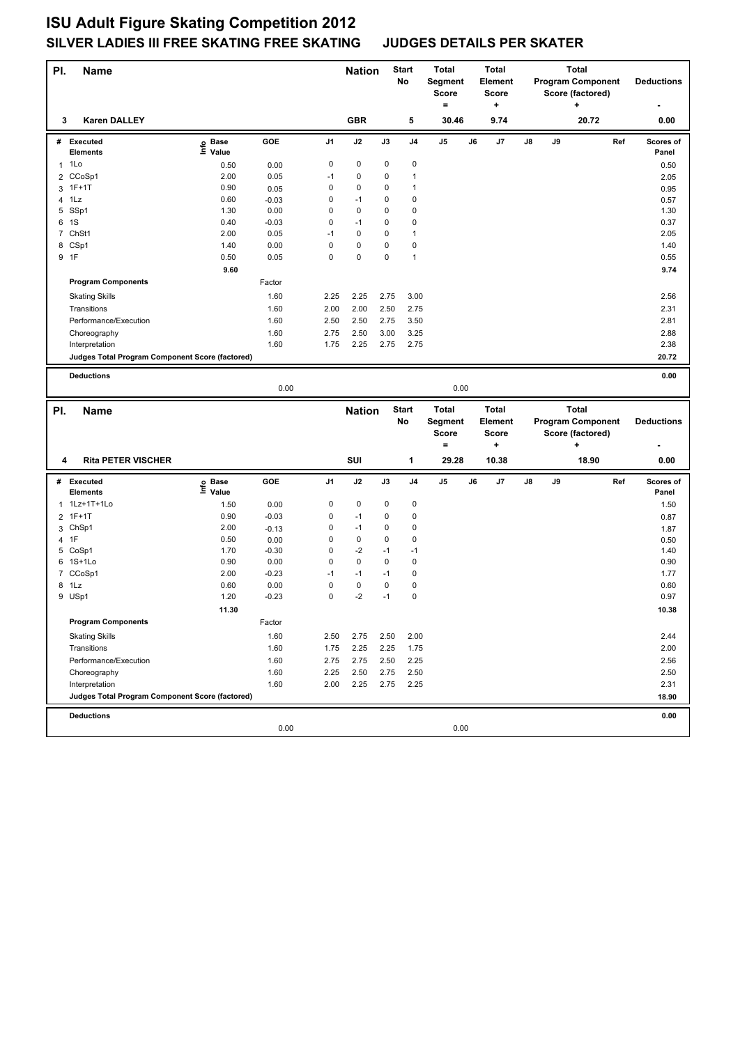# ISU Adult Figure Skating Competition 2012

## SILVER LADIES III FREE SKATING FREE SKATING JUDGES DETAILS PER SKATER

| Pl. | Name | Nation | Start No | Total Segment Score = | Total Element Score + | Total Program Component Score (factored) + | Deductions - |
|---|---|---|---|---|---|---|---|
| 3 | Karen DALLEY | GBR | 5 | 30.46 | 9.74 | 20.72 | 0.00 |

| # | Executed Elements | Info | Base Value | GOE | J1 | J2 | J3 | J4 | J5 | J6 | J7 | J8 | J9 | Ref | Scores of Panel |
|---|---|---|---|---|---|---|---|---|---|---|---|---|---|---|---|
| 1 | 1Lo | | 0.50 | 0.00 | 0 | 0 | 0 | 0 | | | | | | | 0.50 |
| 2 | CCoSp1 | | 2.00 | 0.05 | -1 | 0 | 0 | 1 | | | | | | | 2.05 |
| 3 | 1F+1T | | 0.90 | 0.05 | 0 | 0 | 0 | 1 | | | | | | | 0.95 |
| 4 | 1Lz | | 0.60 | -0.03 | 0 | -1 | 0 | 0 | | | | | | | 0.57 |
| 5 | SSp1 | | 1.30 | 0.00 | 0 | 0 | 0 | 0 | | | | | | | 1.30 |
| 6 | 1S | | 0.40 | -0.03 | 0 | -1 | 0 | 0 | | | | | | | 0.37 |
| 7 | ChSt1 | | 2.00 | 0.05 | -1 | 0 | 0 | 1 | | | | | | | 2.05 |
| 8 | CSp1 | | 1.40 | 0.00 | 0 | 0 | 0 | 0 | | | | | | | 1.40 |
| 9 | 1F | | 0.50 | 0.05 | 0 | 0 | 0 | 1 | | | | | | | 0.55 |
| | | | 9.60 | | | | | | | | | | | | 9.74 |
| | **Program Components** | | | Factor | | | | | | | | | | | |
| | Skating Skills | | | 1.60 | 2.25 | 2.25 | 2.75 | 3.00 | | | | | | | 2.56 |
| | Transitions | | | 1.60 | 2.00 | 2.00 | 2.50 | 2.75 | | | | | | | 2.31 |
| | Performance/Execution | | | 1.60 | 2.50 | 2.50 | 2.75 | 3.50 | | | | | | | 2.81 |
| | Choreography | | | 1.60 | 2.75 | 2.50 | 3.00 | 3.25 | | | | | | | 2.88 |
| | Interpretation | | | 1.60 | 1.75 | 2.25 | 2.75 | 2.75 | | | | | | | 2.38 |
| | **Judges Total Program Component Score (factored)** | | | | | | | | | | | | | | 20.72 |
| | **Deductions** | | | | | | | | | | | | | | 0.00 |
| | | | | 0.00 | | | | | 0.00 | | | | | | |

| Pl. | Name | Nation | Start No | Total Segment Score = | Total Element Score + | Total Program Component Score (factored) + | Deductions - |
|---|---|---|---|---|---|---|---|
| 4 | Rita PETER VISCHER | SUI | 1 | 29.28 | 10.38 | 18.90 | 0.00 |

| # | Executed Elements | Info | Base Value | GOE | J1 | J2 | J3 | J4 | J5 | J6 | J7 | J8 | J9 | Ref | Scores of Panel |
|---|---|---|---|---|---|---|---|---|---|---|---|---|---|---|---|
| 1 | 1Lz+1T+1Lo | | 1.50 | 0.00 | 0 | 0 | 0 | 0 | | | | | | | 1.50 |
| 2 | 1F+1T | | 0.90 | -0.03 | 0 | -1 | 0 | 0 | | | | | | | 0.87 |
| 3 | ChSp1 | | 2.00 | -0.13 | 0 | -1 | 0 | 0 | | | | | | | 1.87 |
| 4 | 1F | | 0.50 | 0.00 | 0 | 0 | 0 | 0 | | | | | | | 0.50 |
| 5 | CoSp1 | | 1.70 | -0.30 | 0 | -2 | -1 | -1 | | | | | | | 1.40 |
| 6 | 1S+1Lo | | 0.90 | 0.00 | 0 | 0 | 0 | 0 | | | | | | | 0.90 |
| 7 | CCoSp1 | | 2.00 | -0.23 | -1 | -1 | -1 | 0 | | | | | | | 1.77 |
| 8 | 1Lz | | 0.60 | 0.00 | 0 | 0 | 0 | 0 | | | | | | | 0.60 |
| 9 | USp1 | | 1.20 | -0.23 | 0 | -2 | -1 | 0 | | | | | | | 0.97 |
| | | | 11.30 | | | | | | | | | | | | 10.38 |
| | **Program Components** | | | Factor | | | | | | | | | | | |
| | Skating Skills | | | 1.60 | 2.50 | 2.75 | 2.50 | 2.00 | | | | | | | 2.44 |
| | Transitions | | | 1.60 | 1.75 | 2.25 | 2.25 | 1.75 | | | | | | | 2.00 |
| | Performance/Execution | | | 1.60 | 2.75 | 2.75 | 2.50 | 2.25 | | | | | | | 2.56 |
| | Choreography | | | 1.60 | 2.25 | 2.50 | 2.75 | 2.50 | | | | | | | 2.50 |
| | Interpretation | | | 1.60 | 2.00 | 2.25 | 2.75 | 2.25 | | | | | | | 2.31 |
| | **Judges Total Program Component Score (factored)** | | | | | | | | | | | | | | 18.90 |
| | **Deductions** | | | | | | | | | | | | | | 0.00 |
| | | | | 0.00 | | | | | 0.00 | | | | | | |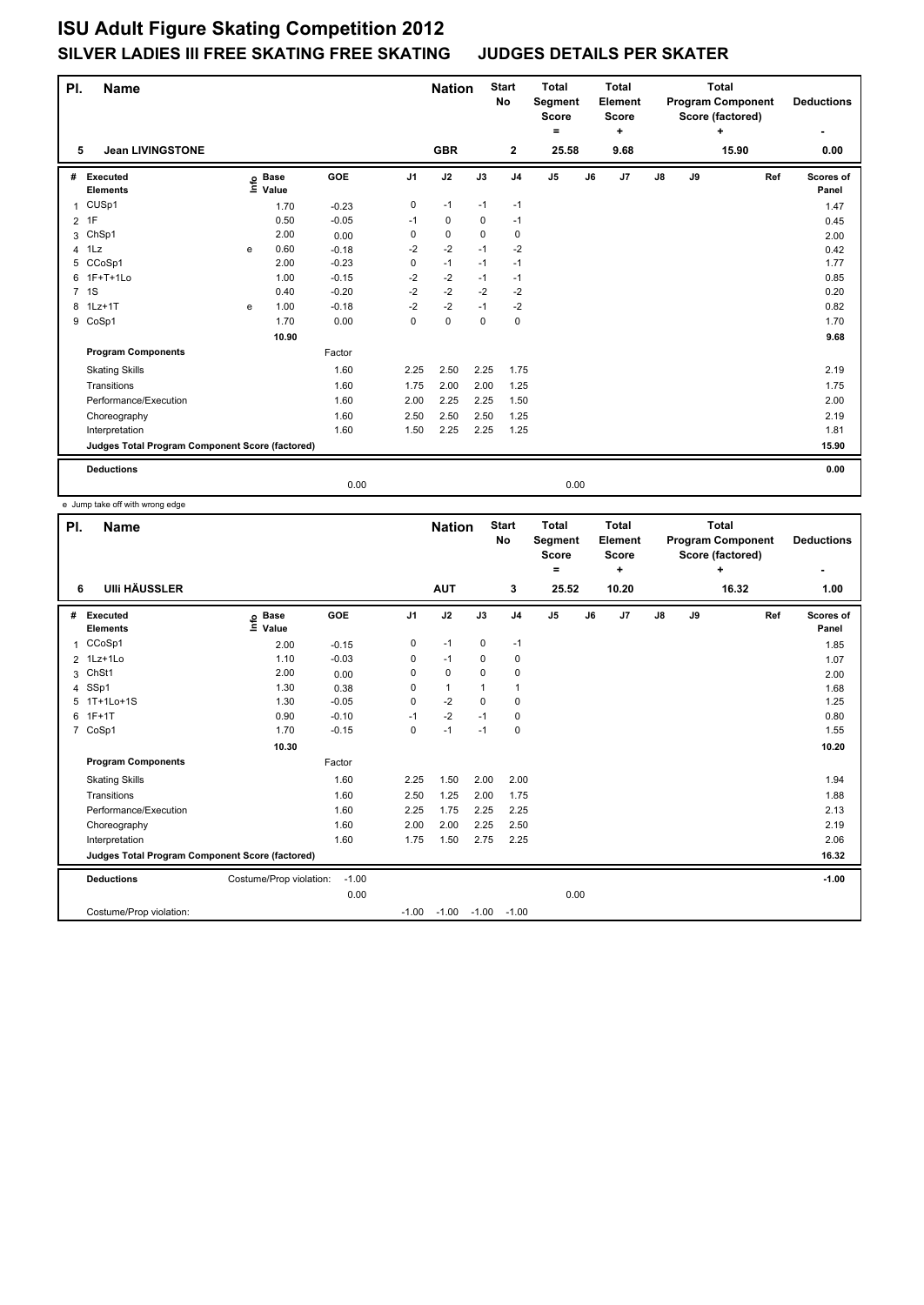# ISU Adult Figure Skating Competition 2012

## SILVER LADIES III FREE SKATING FREE SKATING    JUDGES DETAILS PER SKATER

| Pl. | Name | Nation | Start No | Total Segment Score = | Total Element Score + | Total Program Component Score (factored) + | Deductions - |
|---|---|---|---|---|---|---|---|
| 5 | Jean LIVINGSTONE | GBR | 2 | 25.58 | 9.68 | 15.90 | 0.00 |

| # | Executed Elements | Info | Base Value | GOE | J1 | J2 | J3 | J4 | J5 | J6 | J7 | J8 | J9 | Ref | Scores of Panel |
|---|---|---|---|---|---|---|---|---|---|---|---|---|---|---|---|
| 1 | CUSp1 | | 1.70 | -0.23 | 0 | -1 | -1 | -1 | | | | | | | 1.47 |
| 2 | 1F | | 0.50 | -0.05 | -1 | 0 | 0 | -1 | | | | | | | 0.45 |
| 3 | ChSp1 | | 2.00 | 0.00 | 0 | 0 | 0 | 0 | | | | | | | 2.00 |
| 4 | 1Lz | e | 0.60 | -0.18 | -2 | -2 | -1 | -2 | | | | | | | 0.42 |
| 5 | CCoSp1 | | 2.00 | -0.23 | 0 | -1 | -1 | -1 | | | | | | | 1.77 |
| 6 | 1F+T+1Lo | | 1.00 | -0.15 | -2 | -2 | -1 | -1 | | | | | | | 0.85 |
| 7 | 1S | | 0.40 | -0.20 | -2 | -2 | -2 | -2 | | | | | | | 0.20 |
| 8 | 1Lz+1T | e | 1.00 | -0.18 | -2 | -2 | -1 | -2 | | | | | | | 0.82 |
| 9 | CoSp1 | | 1.70 | 0.00 | 0 | 0 | 0 | 0 | | | | | | | 1.70 |
| | | | 10.90 | | | | | | | | | | | | 9.68 |
| | **Program Components** | | | Factor | | | | | | | | | | | |
| | Skating Skills | | | 1.60 | 2.25 | 2.50 | 2.25 | 1.75 | | | | | | | 2.19 |
| | Transitions | | | 1.60 | 1.75 | 2.00 | 2.00 | 1.25 | | | | | | | 1.75 |
| | Performance/Execution | | | 1.60 | 2.00 | 2.25 | 2.25 | 1.50 | | | | | | | 2.00 |
| | Choreography | | | 1.60 | 2.50 | 2.50 | 2.50 | 1.25 | | | | | | | 2.19 |
| | Interpretation | | | 1.60 | 1.50 | 2.25 | 2.25 | 1.25 | | | | | | | 1.81 |
| | **Judges Total Program Component Score (factored)** | | | | | | | | | | | | | | 15.90 |
| | **Deductions** | | | | | | | | | | | | | | 0.00 |
| | | | | 0.00 | | | | | 0.00 | | | | | | |

e Jump take off with wrong edge

| Pl. | Name | Nation | Start No | Total Segment Score = | Total Element Score + | Total Program Component Score (factored) + | Deductions - |
|---|---|---|---|---|---|---|---|
| 6 | Ulli HÄUSSLER | AUT | 3 | 25.52 | 10.20 | 16.32 | 1.00 |

| # | Executed Elements | Info | Base Value | GOE | J1 | J2 | J3 | J4 | J5 | J6 | J7 | J8 | J9 | Ref | Scores of Panel |
|---|---|---|---|---|---|---|---|---|---|---|---|---|---|---|---|
| 1 | CCoSp1 | | 2.00 | -0.15 | 0 | -1 | 0 | -1 | | | | | | | 1.85 |
| 2 | 1Lz+1Lo | | 1.10 | -0.03 | 0 | -1 | 0 | 0 | | | | | | | 1.07 |
| 3 | ChSt1 | | 2.00 | 0.00 | 0 | 0 | 0 | 0 | | | | | | | 2.00 |
| 4 | SSp1 | | 1.30 | 0.38 | 0 | 1 | 1 | 1 | | | | | | | 1.68 |
| 5 | 1T+1Lo+1S | | 1.30 | -0.05 | 0 | -2 | 0 | 0 | | | | | | | 1.25 |
| 6 | 1F+1T | | 0.90 | -0.10 | -1 | -2 | -1 | 0 | | | | | | | 0.80 |
| 7 | CoSp1 | | 1.70 | -0.15 | 0 | -1 | -1 | 0 | | | | | | | 1.55 |
| | | | 10.30 | | | | | | | | | | | | 10.20 |
| | **Program Components** | | | Factor | | | | | | | | | | | |
| | Skating Skills | | | 1.60 | 2.25 | 1.50 | 2.00 | 2.00 | | | | | | | 1.94 |
| | Transitions | | | 1.60 | 2.50 | 1.25 | 2.00 | 1.75 | | | | | | | 1.88 |
| | Performance/Execution | | | 1.60 | 2.25 | 1.75 | 2.25 | 2.25 | | | | | | | 2.13 |
| | Choreography | | | 1.60 | 2.00 | 2.00 | 2.25 | 2.50 | | | | | | | 2.19 |
| | Interpretation | | | 1.60 | 1.75 | 1.50 | 2.75 | 2.25 | | | | | | | 2.06 |
| | **Judges Total Program Component Score (factored)** | | | | | | | | | | | | | | 16.32 |
| | **Deductions** | Costume/Prop violation: | | -1.00 | | | | | | | | | | | -1.00 |
| | | | | 0.00 | | | | | 0.00 | | | | | | |
| | Costume/Prop violation: | | | | -1.00 | -1.00 | -1.00 | -1.00 | | | | | | | |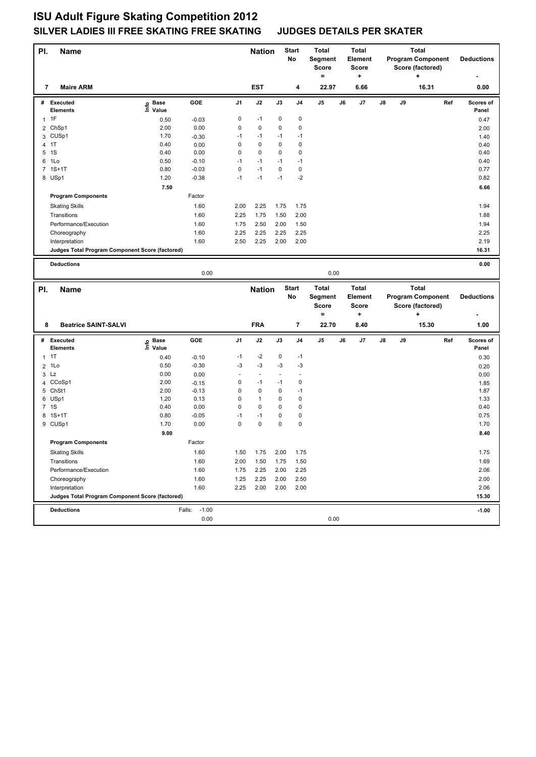# ISU Adult Figure Skating Competition 2012

## SILVER LADIES III FREE SKATING FREE SKATING JUDGES DETAILS PER SKATER

| Pl. | Name | Nation | Start No | Total Segment Score = | Total Element Score + | Total Program Component Score (factored) + | Deductions - |
|---|---|---|---|---|---|---|---|
| 7 | Maire ARM | EST | 4 | 22.97 | 6.66 | 16.31 | 0.00 |

| # | Executed Elements | Info | Base Value | GOE | J1 | J2 | J3 | J4 | J5 | J6 | J7 | J8 | J9 | Ref | Scores of Panel |
|---|---|---|---|---|---|---|---|---|---|---|---|---|---|---|---|
| 1 | 1F | | 0.50 | -0.03 | 0 | -1 | 0 | 0 | | | | | | | 0.47 |
| 2 | ChSp1 | | 2.00 | 0.00 | 0 | 0 | 0 | 0 | | | | | | | 2.00 |
| 3 | CUSp1 | | 1.70 | -0.30 | -1 | -1 | -1 | -1 | | | | | | | 1.40 |
| 4 | 1T | | 0.40 | 0.00 | 0 | 0 | 0 | 0 | | | | | | | 0.40 |
| 5 | 1S | | 0.40 | 0.00 | 0 | 0 | 0 | 0 | | | | | | | 0.40 |
| 6 | 1Lo | | 0.50 | -0.10 | -1 | -1 | -1 | -1 | | | | | | | 0.40 |
| 7 | 1S+1T | | 0.80 | -0.03 | 0 | -1 | 0 | 0 | | | | | | | 0.77 |
| 8 | USp1 | | 1.20 | -0.38 | -1 | -1 | -1 | -2 | | | | | | | 0.82 |
| | | | 7.50 | | | | | | | | | | | | 6.66 |

| Program Components | Factor | J1 | J2 | J3 | J4 | J5 | J6 | J7 | J8 | J9 | Scores of Panel |
|---|---|---|---|---|---|---|---|---|---|---|---|
| Skating Skills | 1.60 | 2.00 | 2.25 | 1.75 | 1.75 | | | | | | 1.94 |
| Transitions | 1.60 | 2.25 | 1.75 | 1.50 | 2.00 | | | | | | 1.88 |
| Performance/Execution | 1.60 | 1.75 | 2.50 | 2.00 | 1.50 | | | | | | 1.94 |
| Choreography | 1.60 | 2.25 | 2.25 | 2.25 | 2.25 | | | | | | 2.25 |
| Interpretation | 1.60 | 2.50 | 2.25 | 2.00 | 2.00 | | | | | | 2.19 |
| Judges Total Program Component Score (factored) | | | | | | | | | | | 16.31 |

**Deductions** 0.00

0.00 0.00

| Pl. | Name | Nation | Start No | Total Segment Score = | Total Element Score + | Total Program Component Score (factored) + | Deductions - |
|---|---|---|---|---|---|---|---|
| 8 | Beatrice SAINT-SALVI | FRA | 7 | 22.70 | 8.40 | 15.30 | 1.00 |

| # | Executed Elements | Info | Base Value | GOE | J1 | J2 | J3 | J4 | J5 | J6 | J7 | J8 | J9 | Ref | Scores of Panel |
|---|---|---|---|---|---|---|---|---|---|---|---|---|---|---|---|
| 1 | 1T | | 0.40 | -0.10 | -1 | -2 | 0 | -1 | | | | | | | 0.30 |
| 2 | 1Lo | | 0.50 | -0.30 | -3 | -3 | -3 | -3 | | | | | | | 0.20 |
| 3 | Lz | | 0.00 | 0.00 | - | - | - | - | | | | | | | 0.00 |
| 4 | CCoSp1 | | 2.00 | -0.15 | 0 | -1 | -1 | 0 | | | | | | | 1.85 |
| 5 | ChSt1 | | 2.00 | -0.13 | 0 | 0 | 0 | -1 | | | | | | | 1.87 |
| 6 | USp1 | | 1.20 | 0.13 | 0 | 1 | 0 | 0 | | | | | | | 1.33 |
| 7 | 1S | | 0.40 | 0.00 | 0 | 0 | 0 | 0 | | | | | | | 0.40 |
| 8 | 1S+1T | | 0.80 | -0.05 | -1 | -1 | 0 | 0 | | | | | | | 0.75 |
| 9 | CUSp1 | | 1.70 | 0.00 | 0 | 0 | 0 | 0 | | | | | | | 1.70 |
| | | | 9.00 | | | | | | | | | | | | 8.40 |

| Program Components | Factor | J1 | J2 | J3 | J4 | J5 | J6 | J7 | J8 | J9 | Scores of Panel |
|---|---|---|---|---|---|---|---|---|---|---|---|
| Skating Skills | 1.60 | 1.50 | 1.75 | 2.00 | 1.75 | | | | | | 1.75 |
| Transitions | 1.60 | 2.00 | 1.50 | 1.75 | 1.50 | | | | | | 1.69 |
| Performance/Execution | 1.60 | 1.75 | 2.25 | 2.00 | 2.25 | | | | | | 2.06 |
| Choreography | 1.60 | 1.25 | 2.25 | 2.00 | 2.50 | | | | | | 2.00 |
| Interpretation | 1.60 | 2.25 | 2.00 | 2.00 | 2.00 | | | | | | 2.06 |
| Judges Total Program Component Score (factored) | | | | | | | | | | | 15.30 |

**Deductions** Falls: -1.00 -1.00

0.00 0.00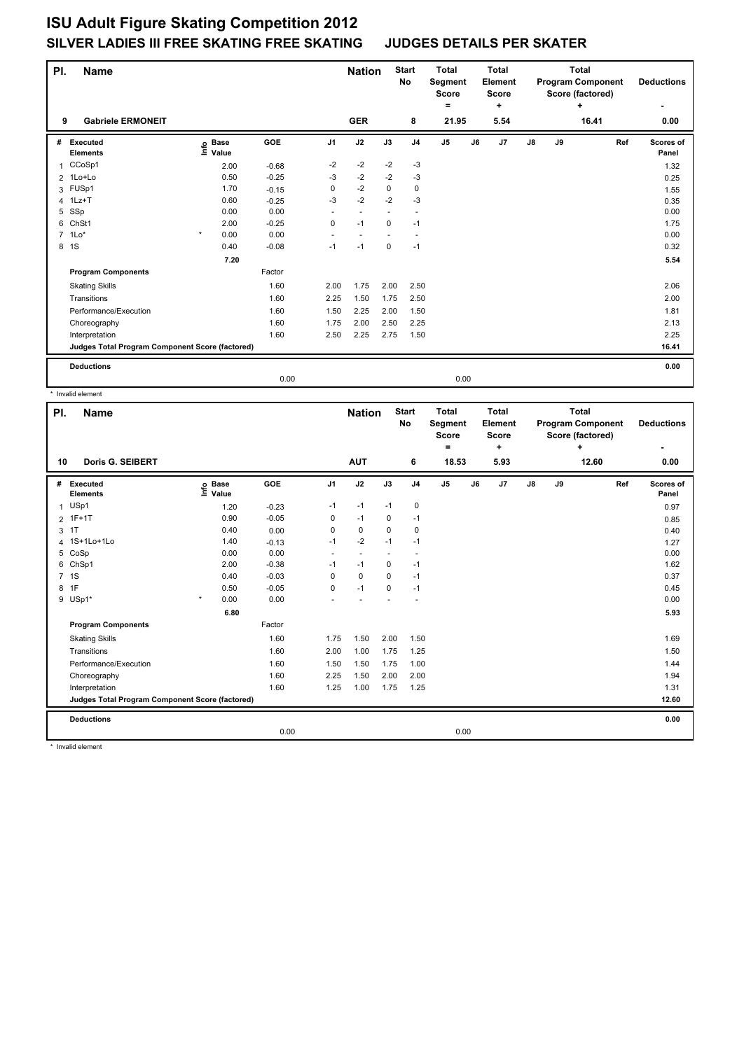# ISU Adult Figure Skating Competition 2012

## SILVER LADIES III FREE SKATING FREE SKATING JUDGES DETAILS PER SKATER

| Pl. | Name | Nation | Start No | Total Segment Score = | Total Element Score + | Total Program Component Score (factored) + | Deductions - |
|---|---|---|---|---|---|---|---|
| 9 | Gabriele ERMONEIT | GER | 8 | 21.95 | 5.54 | 16.41 | 0.00 |

| # | Executed Elements | Info | Base Value | GOE | J1 | J2 | J3 | J4 | J5 | J6 | J7 | J8 | J9 | Ref | Scores of Panel |
|---|---|---|---|---|---|---|---|---|---|---|---|---|---|---|---|
| 1 | CCoSp1 | | 2.00 | -0.68 | -2 | -2 | -2 | -3 | | | | | | | 1.32 |
| 2 | 1Lo+Lo | | 0.50 | -0.25 | -3 | -2 | -2 | -3 | | | | | | | 0.25 |
| 3 | FUSp1 | | 1.70 | -0.15 | 0 | -2 | 0 | 0 | | | | | | | 1.55 |
| 4 | 1Lz+T | | 0.60 | -0.25 | -3 | -2 | -2 | -3 | | | | | | | 0.35 |
| 5 | SSp | | 0.00 | 0.00 | - | - | - | - | | | | | | | 0.00 |
| 6 | ChSt1 | | 2.00 | -0.25 | 0 | -1 | 0 | -1 | | | | | | | 1.75 |
| 7 | 1Lo* | * | 0.00 | 0.00 | - | - | - | - | | | | | | | 0.00 |
| 8 | 1S | | 0.40 | -0.08 | -1 | -1 | 0 | -1 | | | | | | | 0.32 |
| | | | 7.20 | | | | | | | | | | | | 5.54 |
| | **Program Components** | | | Factor | | | | | | | | | | | |
| | Skating Skills | | | 1.60 | 2.00 | 1.75 | 2.00 | 2.50 | | | | | | | 2.06 |
| | Transitions | | | 1.60 | 2.25 | 1.50 | 1.75 | 2.50 | | | | | | | 2.00 |
| | Performance/Execution | | | 1.60 | 1.50 | 2.25 | 2.00 | 1.50 | | | | | | | 1.81 |
| | Choreography | | | 1.60 | 1.75 | 2.00 | 2.50 | 2.25 | | | | | | | 2.13 |
| | Interpretation | | | 1.60 | 2.50 | 2.25 | 2.75 | 1.50 | | | | | | | 2.25 |
| | **Judges Total Program Component Score (factored)** | | | | | | | | | | | | | | 16.41 |
| | **Deductions** | | | | | | | | | | | | | | 0.00 |
| | | | | 0.00 | | | | | 0.00 | | | | | | |

\* Invalid element

| Pl. | Name | Nation | Start No | Total Segment Score = | Total Element Score + | Total Program Component Score (factored) + | Deductions - |
|---|---|---|---|---|---|---|---|
| 10 | Doris G. SEIBERT | AUT | 6 | 18.53 | 5.93 | 12.60 | 0.00 |

| # | Executed Elements | Info | Base Value | GOE | J1 | J2 | J3 | J4 | J5 | J6 | J7 | J8 | J9 | Ref | Scores of Panel |
|---|---|---|---|---|---|---|---|---|---|---|---|---|---|---|---|
| 1 | USp1 | | 1.20 | -0.23 | -1 | -1 | -1 | 0 | | | | | | | 0.97 |
| 2 | 1F+1T | | 0.90 | -0.05 | 0 | -1 | 0 | -1 | | | | | | | 0.85 |
| 3 | 1T | | 0.40 | 0.00 | 0 | 0 | 0 | 0 | | | | | | | 0.40 |
| 4 | 1S+1Lo+1Lo | | 1.40 | -0.13 | -1 | -2 | -1 | -1 | | | | | | | 1.27 |
| 5 | CoSp | | 0.00 | 0.00 | - | - | - | - | | | | | | | 0.00 |
| 6 | ChSp1 | | 2.00 | -0.38 | -1 | -1 | 0 | -1 | | | | | | | 1.62 |
| 7 | 1S | | 0.40 | -0.03 | 0 | 0 | 0 | -1 | | | | | | | 0.37 |
| 8 | 1F | | 0.50 | -0.05 | 0 | -1 | 0 | -1 | | | | | | | 0.45 |
| 9 | USp1* | * | 0.00 | 0.00 | - | - | - | - | | | | | | | 0.00 |
| | | | 6.80 | | | | | | | | | | | | 5.93 |
| | **Program Components** | | | Factor | | | | | | | | | | | |
| | Skating Skills | | | 1.60 | 1.75 | 1.50 | 2.00 | 1.50 | | | | | | | 1.69 |
| | Transitions | | | 1.60 | 2.00 | 1.00 | 1.75 | 1.25 | | | | | | | 1.50 |
| | Performance/Execution | | | 1.60 | 1.50 | 1.50 | 1.75 | 1.00 | | | | | | | 1.44 |
| | Choreography | | | 1.60 | 2.25 | 1.50 | 2.00 | 2.00 | | | | | | | 1.94 |
| | Interpretation | | | 1.60 | 1.25 | 1.00 | 1.75 | 1.25 | | | | | | | 1.31 |
| | **Judges Total Program Component Score (factored)** | | | | | | | | | | | | | | 12.60 |
| | **Deductions** | | | | | | | | | | | | | | 0.00 |
| | | | | 0.00 | | | | | 0.00 | | | | | | |

\* Invalid element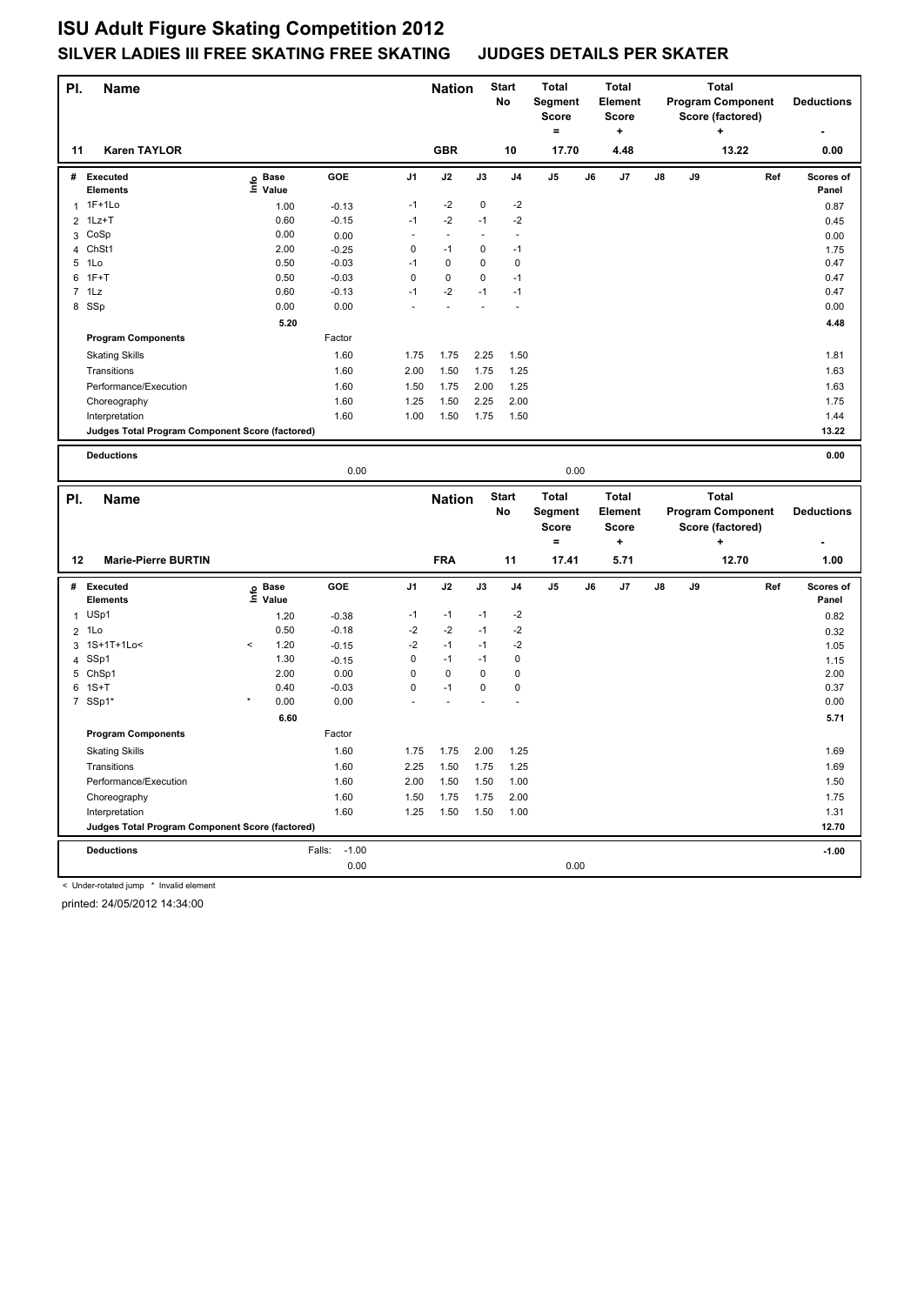# ISU Adult Figure Skating Competition 2012

## SILVER LADIES III FREE SKATING FREE SKATING JUDGES DETAILS PER SKATER

| Pl. | Name | Nation | Start No | Total Segment Score = | Total Element Score + | Total Program Component Score (factored) + | Deductions - |
|---|---|---|---|---|---|---|---|
| 11 | Karen TAYLOR | GBR | 10 | 17.70 | 4.48 | 13.22 | 0.00 |

| # | Executed Elements | Info | Base Value | GOE | J1 | J2 | J3 | J4 | J5 | J6 | J7 | J8 | J9 | Ref | Scores of Panel |
|---|---|---|---|---|---|---|---|---|---|---|---|---|---|---|---|
| 1 | 1F+1Lo | | 1.00 | -0.13 | -1 | -2 | 0 | -2 | | | | | | | 0.87 |
| 2 | 1Lz+T | | 0.60 | -0.15 | -1 | -2 | -1 | -2 | | | | | | | 0.45 |
| 3 | CoSp | | 0.00 | 0.00 | - | - | - | - | | | | | | | 0.00 |
| 4 | ChSt1 | | 2.00 | -0.25 | 0 | -1 | 0 | -1 | | | | | | | 1.75 |
| 5 | 1Lo | | 0.50 | -0.03 | -1 | 0 | 0 | 0 | | | | | | | 0.47 |
| 6 | 1F+T | | 0.50 | -0.03 | 0 | 0 | 0 | -1 | | | | | | | 0.47 |
| 7 | 1Lz | | 0.60 | -0.13 | -1 | -2 | -1 | -1 | | | | | | | 0.47 |
| 8 | SSp | | 0.00 | 0.00 | - | - | - | - | | | | | | | 0.00 |
| | | | 5.20 | | | | | | | | | | | | 4.48 |
| | **Program Components** | | | Factor | | | | | | | | | | | |
| | Skating Skills | | | 1.60 | 1.75 | 1.75 | 2.25 | 1.50 | | | | | | | 1.81 |
| | Transitions | | | 1.60 | 2.00 | 1.50 | 1.75 | 1.25 | | | | | | | 1.63 |
| | Performance/Execution | | | 1.60 | 1.50 | 1.75 | 2.00 | 1.25 | | | | | | | 1.63 |
| | Choreography | | | 1.60 | 1.25 | 1.50 | 2.25 | 2.00 | | | | | | | 1.75 |
| | Interpretation | | | 1.60 | 1.00 | 1.50 | 1.75 | 1.50 | | | | | | | 1.44 |
| | **Judges Total Program Component Score (factored)** | | | | | | | | | | | | | | 13.22 |
| | **Deductions** | | | | | | | | | | | | | | 0.00 |
| | | | | 0.00 | | | | | 0.00 | | | | | | |

| Pl. | Name | Nation | Start No | Total Segment Score = | Total Element Score + | Total Program Component Score (factored) + | Deductions - |
|---|---|---|---|---|---|---|---|
| 12 | Marie-Pierre BURTIN | FRA | 11 | 17.41 | 5.71 | 12.70 | 1.00 |

| # | Executed Elements | Info | Base Value | GOE | J1 | J2 | J3 | J4 | J5 | J6 | J7 | J8 | J9 | Ref | Scores of Panel |
|---|---|---|---|---|---|---|---|---|---|---|---|---|---|---|---|
| 1 | USp1 | | 1.20 | -0.38 | -1 | -1 | -1 | -2 | | | | | | | 0.82 |
| 2 | 1Lo | | 0.50 | -0.18 | -2 | -2 | -1 | -2 | | | | | | | 0.32 |
| 3 | 1S+1T+1Lo< | < | 1.20 | -0.15 | -2 | -1 | -1 | -2 | | | | | | | 1.05 |
| 4 | SSp1 | | 1.30 | -0.15 | 0 | -1 | -1 | 0 | | | | | | | 1.15 |
| 5 | ChSp1 | | 2.00 | 0.00 | 0 | 0 | 0 | 0 | | | | | | | 2.00 |
| 6 | 1S+T | | 0.40 | -0.03 | 0 | -1 | 0 | 0 | | | | | | | 0.37 |
| 7 | SSp1* | * | 0.00 | 0.00 | - | - | - | - | | | | | | | 0.00 |
| | | | 6.60 | | | | | | | | | | | | 5.71 |
| | **Program Components** | | | Factor | | | | | | | | | | | |
| | Skating Skills | | | 1.60 | 1.75 | 1.75 | 2.00 | 1.25 | | | | | | | 1.69 |
| | Transitions | | | 1.60 | 2.25 | 1.50 | 1.75 | 1.25 | | | | | | | 1.69 |
| | Performance/Execution | | | 1.60 | 2.00 | 1.50 | 1.50 | 1.00 | | | | | | | 1.50 |
| | Choreography | | | 1.60 | 1.50 | 1.75 | 1.75 | 2.00 | | | | | | | 1.75 |
| | Interpretation | | | 1.60 | 1.25 | 1.50 | 1.50 | 1.00 | | | | | | | 1.31 |
| | **Judges Total Program Component Score (factored)** | | | | | | | | | | | | | | 12.70 |
| | **Deductions** | | | Falls: -1.00 | | | | | | | | | | | -1.00 |
| | | | | 0.00 | | | | | 0.00 | | | | | | |

< Under-rotated jump * Invalid element

printed: 24/05/2012 14:34:00